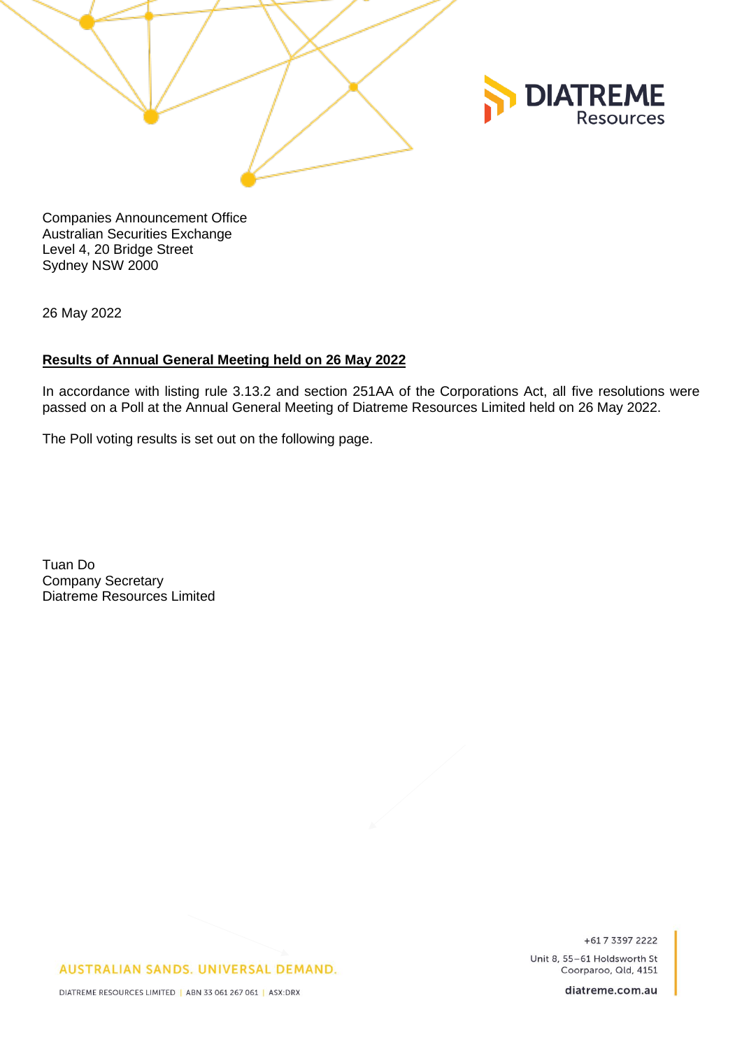Companies Announcement Office
Australian Securities Exchange
Level 4, 20 Bridge Street
Sydney NSW 2000

26 May 2022

**Results of Annual General Meeting held on 26 May 2022**

In accordance with listing rule 3.13.2 and section 251AA of the Corporations Act, all five resolutions were passed on a Poll at the Annual General Meeting of Diatreme Resources Limited held on 26 May 2022.

The Poll voting results is set out on the following page.

Tuan Do
Company Secretary
Diatreme Resources Limited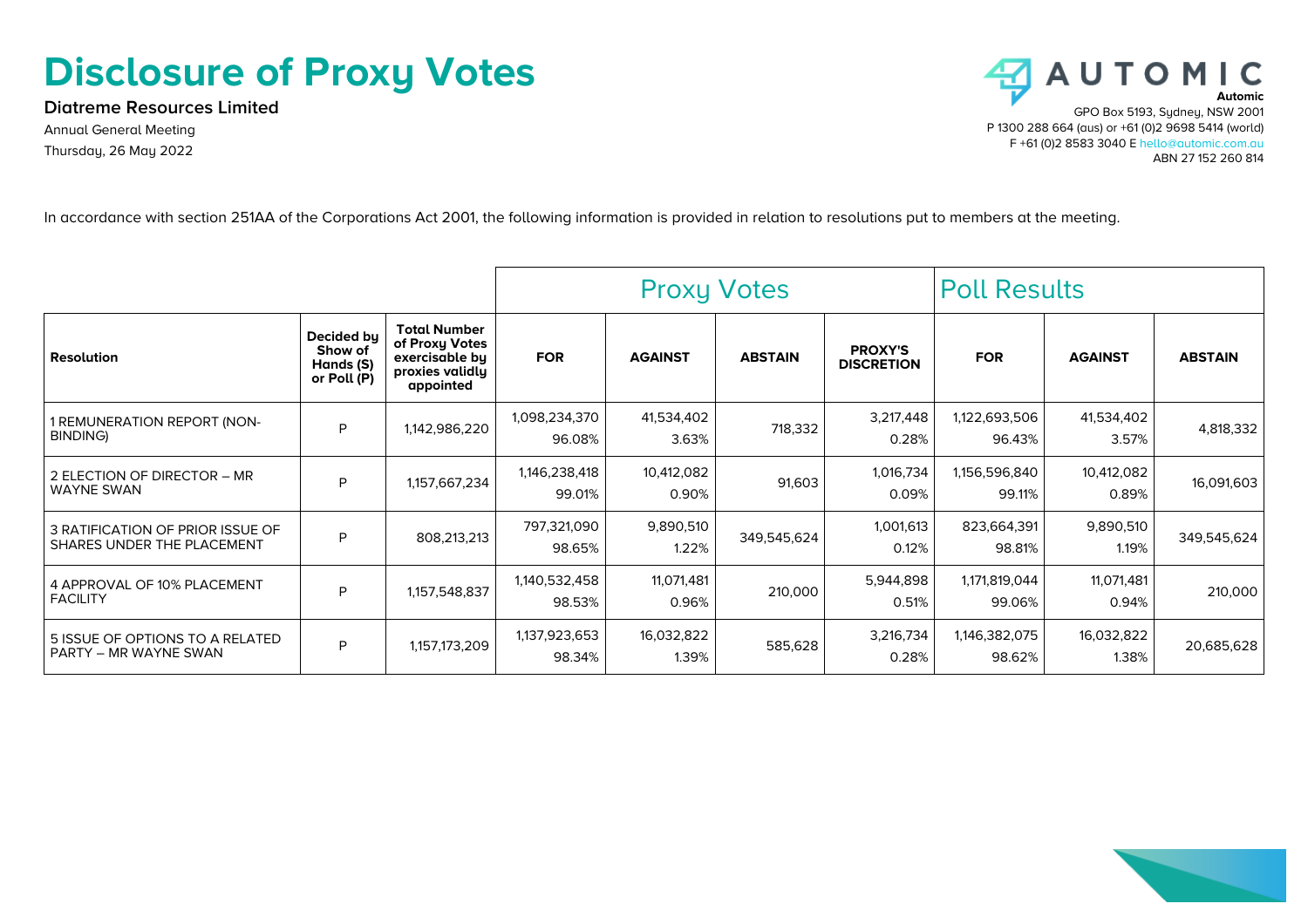# Disclosure of Proxy Votes

**Diatreme Resources Limited**

Annual General Meeting

Thursday, 26 May 2022

**Automic**
GPO Box 5193, Sydney, NSW 2001
P 1300 288 664 (aus) or +61 (0)2 9698 5414 (world)
F +61 (0)2 8583 3040 E hello@automic.com.au
ABN 27 152 260 814

In accordance with section 251AA of the Corporations Act 2001, the following information is provided in relation to resolutions put to members at the meeting.

| | | | Proxy Votes | | | | Poll Results | | |
|---|---|---|---|---|---|---|---|---|---|
| **Resolution** | **Decided by Show of Hands (S) or Poll (P)** | **Total Number of Proxy Votes exercisable by proxies validly appointed** | **FOR** | **AGAINST** | **ABSTAIN** | **PROXY'S DISCRETION** | **FOR** | **AGAINST** | **ABSTAIN** |
| 1 REMUNERATION REPORT (NON-BINDING) | P | 1,142,986,220 | 1,098,234,370 96.08% | 41,534,402 3.63% | 718,332 | 3,217,448 0.28% | 1,122,693,506 96.43% | 41,534,402 3.57% | 4,818,332 |
| 2 ELECTION OF DIRECTOR – MR WAYNE SWAN | P | 1,157,667,234 | 1,146,238,418 99.01% | 10,412,082 0.90% | 91,603 | 1,016,734 0.09% | 1,156,596,840 99.11% | 10,412,082 0.89% | 16,091,603 |
| 3 RATIFICATION OF PRIOR ISSUE OF SHARES UNDER THE PLACEMENT | P | 808,213,213 | 797,321,090 98.65% | 9,890,510 1.22% | 349,545,624 | 1,001,613 0.12% | 823,664,391 98.81% | 9,890,510 1.19% | 349,545,624 |
| 4 APPROVAL OF 10% PLACEMENT FACILITY | P | 1,157,548,837 | 1,140,532,458 98.53% | 11,071,481 0.96% | 210,000 | 5,944,898 0.51% | 1,171,819,044 99.06% | 11,071,481 0.94% | 210,000 |
| 5 ISSUE OF OPTIONS TO A RELATED PARTY – MR WAYNE SWAN | P | 1,157,173,209 | 1,137,923,653 98.34% | 16,032,822 1.39% | 585,628 | 3,216,734 0.28% | 1,146,382,075 98.62% | 16,032,822 1.38% | 20,685,628 |